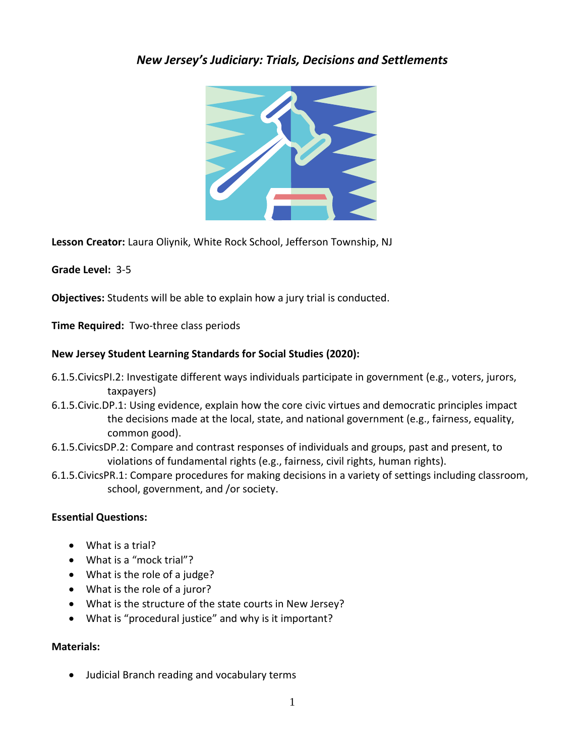# *New Jersey's Judiciary: Trials, Decisions and Settlements*

**Lesson Creator:** Laura Oliynik, White Rock School, Jefferson Township, NJ

**Grade Level:** 3-5

**Objectives:** Students will be able to explain how a jury trial is conducted.

**Time Required:** Two-three class periods

**New Jersey Student Learning Standards for Social Studies (2020):**

6.1.5.CivicsPI.2: Investigate different ways individuals participate in government (e.g., voters, jurors, taxpayers)

6.1.5.Civic.DP.1: Using evidence, explain how the core civic virtues and democratic principles impact the decisions made at the local, state, and national government (e.g., fairness, equality, common good).

6.1.5.CivicsDP.2: Compare and contrast responses of individuals and groups, past and present, to violations of fundamental rights (e.g., fairness, civil rights, human rights).

6.1.5.CivicsPR.1: Compare procedures for making decisions in a variety of settings including classroom, school, government, and /or society.

**Essential Questions:**

- What is a trial?
- What is a "mock trial"?
- What is the role of a judge?
- What is the role of a juror?
- What is the structure of the state courts in New Jersey?
- What is "procedural justice" and why is it important?

**Materials:**

- Judicial Branch reading and vocabulary terms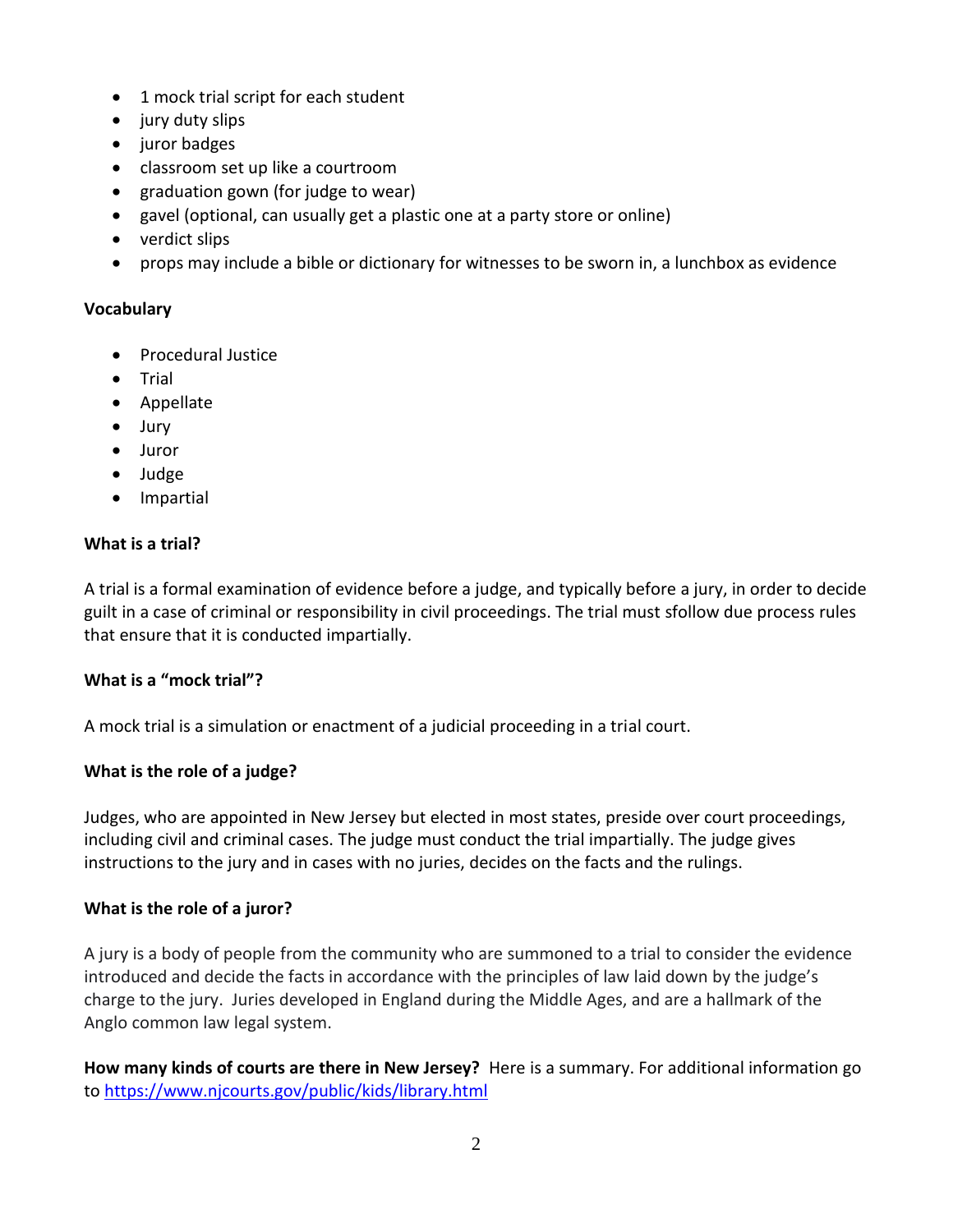- 1 mock trial script for each student
- jury duty slips
- juror badges
- classroom set up like a courtroom
- graduation gown (for judge to wear)
- gavel (optional, can usually get a plastic one at a party store or online)
- verdict slips
- props may include a bible or dictionary for witnesses to be sworn in, a lunchbox as evidence

**Vocabulary**

- Procedural Justice
- Trial
- Appellate
- Jury
- Juror
- Judge
- Impartial

**What is a trial?**

A trial is a formal examination of evidence before a judge, and typically before a jury, in order to decide guilt in a case of criminal or responsibility in civil proceedings. The trial must sfollow due process rules that ensure that it is conducted impartially.

**What is a "mock trial"?**

A mock trial is a simulation or enactment of a judicial proceeding in a trial court.

**What is the role of a judge?**

Judges, who are appointed in New Jersey but elected in most states, preside over court proceedings, including civil and criminal cases. The judge must conduct the trial impartially. The judge gives instructions to the jury and in cases with no juries, decides on the facts and the rulings.

**What is the role of a juror?**

A jury is a body of people from the community who are summoned to a trial to consider the evidence introduced and decide the facts in accordance with the principles of law laid down by the judge's charge to the jury. Juries developed in England during the Middle Ages, and are a hallmark of the Anglo common law legal system.

**How many kinds of courts are there in New Jersey?** Here is a summary. For additional information go to https://www.njcourts.gov/public/kids/library.html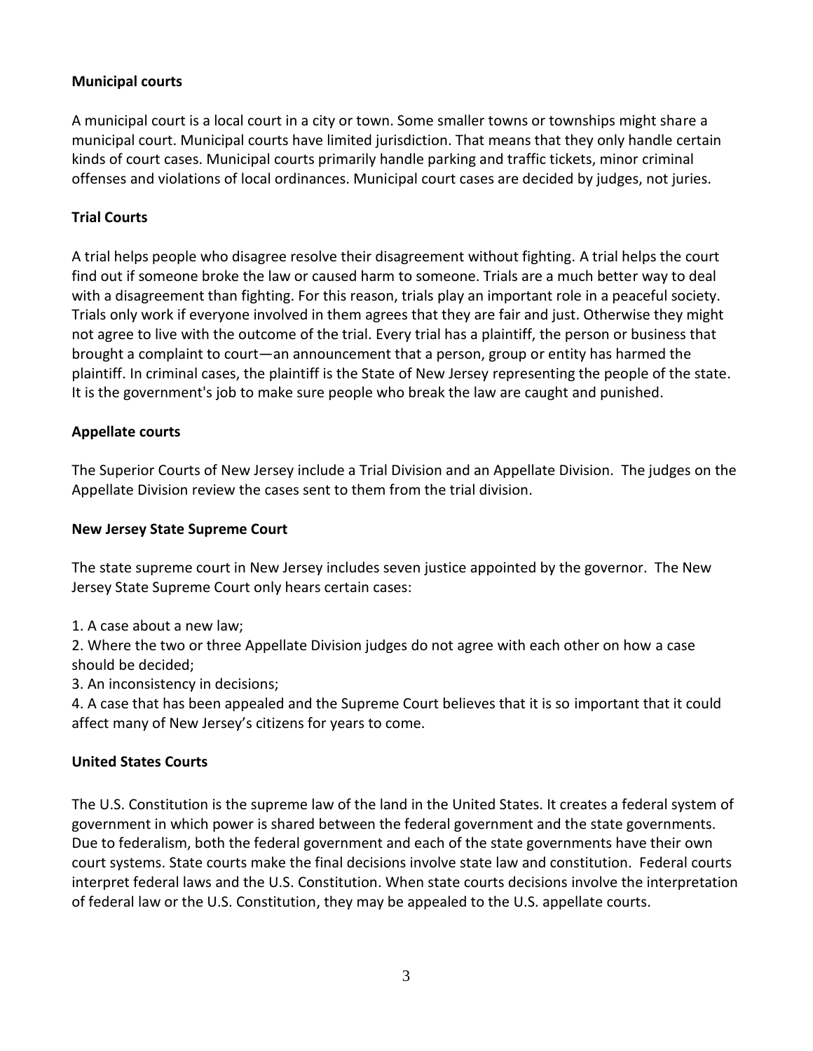**Municipal courts**

A municipal court is a local court in a city or town. Some smaller towns or townships might share a municipal court. Municipal courts have limited jurisdiction. That means that they only handle certain kinds of court cases. Municipal courts primarily handle parking and traffic tickets, minor criminal offenses and violations of local ordinances. Municipal court cases are decided by judges, not juries.

**Trial Courts**

A trial helps people who disagree resolve their disagreement without fighting. A trial helps the court find out if someone broke the law or caused harm to someone. Trials are a much better way to deal with a disagreement than fighting. For this reason, trials play an important role in a peaceful society. Trials only work if everyone involved in them agrees that they are fair and just. Otherwise they might not agree to live with the outcome of the trial. Every trial has a plaintiff, the person or business that brought a complaint to court—an announcement that a person, group or entity has harmed the plaintiff. In criminal cases, the plaintiff is the State of New Jersey representing the people of the state. It is the government's job to make sure people who break the law are caught and punished.

**Appellate courts**

The Superior Courts of New Jersey include a Trial Division and an Appellate Division. The judges on the Appellate Division review the cases sent to them from the trial division.

**New Jersey State Supreme Court**

The state supreme court in New Jersey includes seven justice appointed by the governor. The New Jersey State Supreme Court only hears certain cases:

1. A case about a new law;
2. Where the two or three Appellate Division judges do not agree with each other on how a case should be decided;
3. An inconsistency in decisions;
4. A case that has been appealed and the Supreme Court believes that it is so important that it could affect many of New Jersey's citizens for years to come.

**United States Courts**

The U.S. Constitution is the supreme law of the land in the United States. It creates a federal system of government in which power is shared between the federal government and the state governments. Due to federalism, both the federal government and each of the state governments have their own court systems. State courts make the final decisions involve state law and constitution. Federal courts interpret federal laws and the U.S. Constitution. When state courts decisions involve the interpretation of federal law or the U.S. Constitution, they may be appealed to the U.S. appellate courts.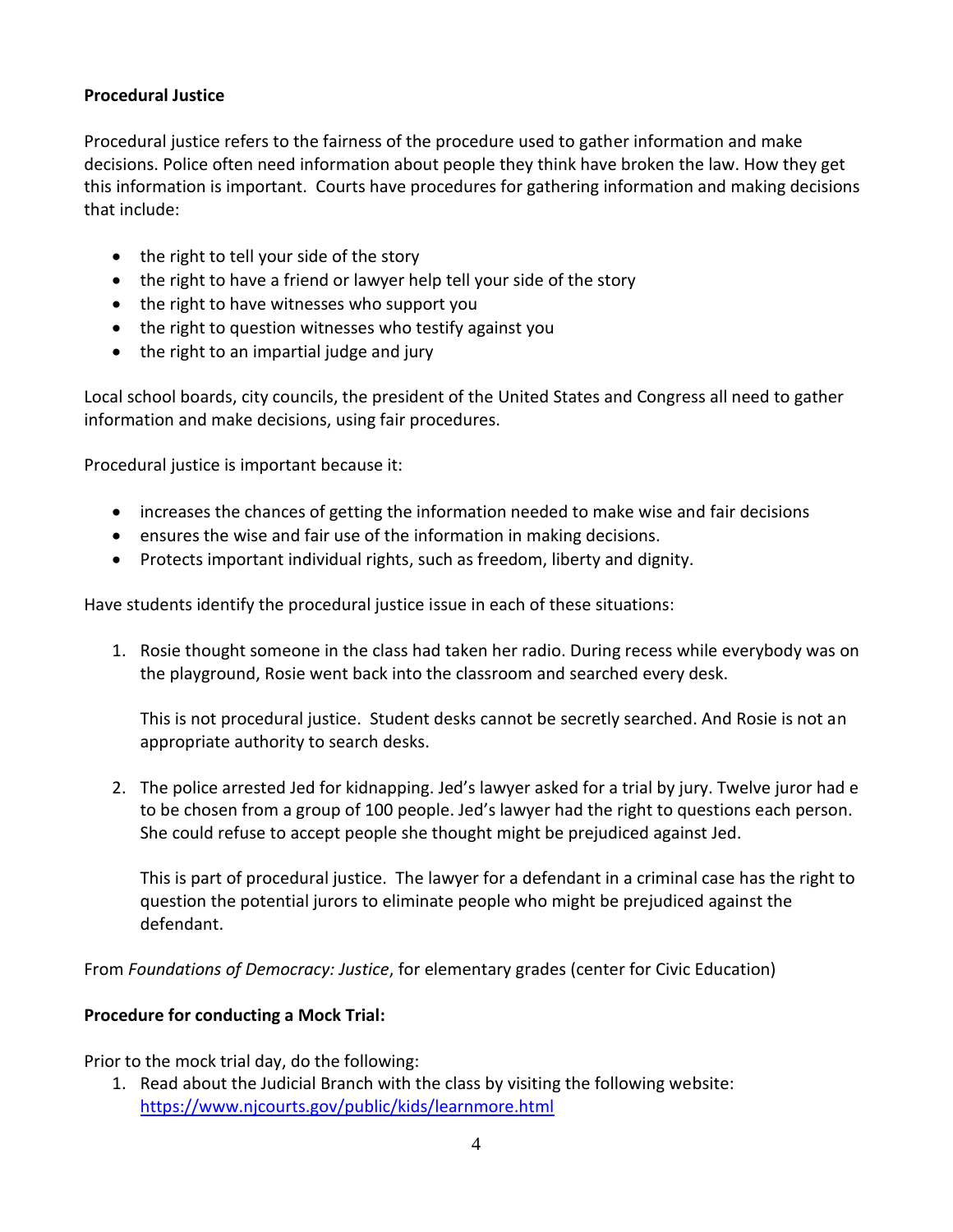**Procedural Justice**

Procedural justice refers to the fairness of the procedure used to gather information and make decisions. Police often need information about people they think have broken the law. How they get this information is important. Courts have procedures for gathering information and making decisions that include:

- the right to tell your side of the story
- the right to have a friend or lawyer help tell your side of the story
- the right to have witnesses who support you
- the right to question witnesses who testify against you
- the right to an impartial judge and jury

Local school boards, city councils, the president of the United States and Congress all need to gather information and make decisions, using fair procedures.

Procedural justice is important because it:

- increases the chances of getting the information needed to make wise and fair decisions
- ensures the wise and fair use of the information in making decisions.
- Protects important individual rights, such as freedom, liberty and dignity.

Have students identify the procedural justice issue in each of these situations:

1. Rosie thought someone in the class had taken her radio. During recess while everybody was on the playground, Rosie went back into the classroom and searched every desk.

   This is not procedural justice. Student desks cannot be secretly searched. And Rosie is not an appropriate authority to search desks.

2. The police arrested Jed for kidnapping. Jed's lawyer asked for a trial by jury. Twelve juror had e to be chosen from a group of 100 people. Jed's lawyer had the right to questions each person. She could refuse to accept people she thought might be prejudiced against Jed.

   This is part of procedural justice. The lawyer for a defendant in a criminal case has the right to question the potential jurors to eliminate people who might be prejudiced against the defendant.

From *Foundations of Democracy: Justice*, for elementary grades (center for Civic Education)

**Procedure for conducting a Mock Trial:**

Prior to the mock trial day, do the following:

1. Read about the Judicial Branch with the class by visiting the following website: https://www.njcourts.gov/public/kids/learnmore.html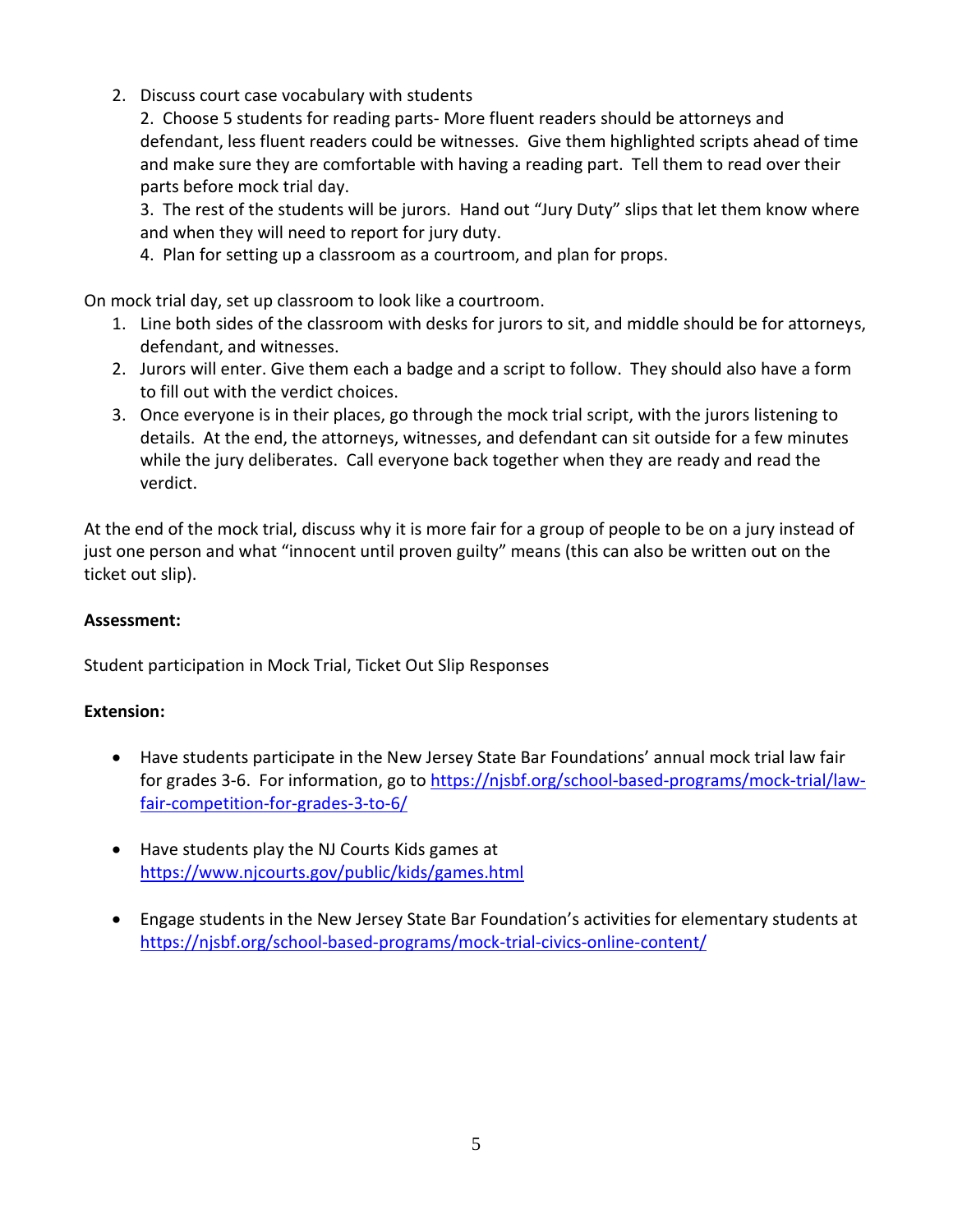2. Discuss court case vocabulary with students

   2. Choose 5 students for reading parts- More fluent readers should be attorneys and defendant, less fluent readers could be witnesses. Give them highlighted scripts ahead of time and make sure they are comfortable with having a reading part. Tell them to read over their parts before mock trial day.

   3. The rest of the students will be jurors. Hand out "Jury Duty" slips that let them know where and when they will need to report for jury duty.

   4. Plan for setting up a classroom as a courtroom, and plan for props.

On mock trial day, set up classroom to look like a courtroom.

1. Line both sides of the classroom with desks for jurors to sit, and middle should be for attorneys, defendant, and witnesses.
2. Jurors will enter. Give them each a badge and a script to follow. They should also have a form to fill out with the verdict choices.
3. Once everyone is in their places, go through the mock trial script, with the jurors listening to details. At the end, the attorneys, witnesses, and defendant can sit outside for a few minutes while the jury deliberates. Call everyone back together when they are ready and read the verdict.

At the end of the mock trial, discuss why it is more fair for a group of people to be on a jury instead of just one person and what "innocent until proven guilty" means (this can also be written out on the ticket out slip).

**Assessment:**

Student participation in Mock Trial, Ticket Out Slip Responses

**Extension:**

- Have students participate in the New Jersey State Bar Foundations' annual mock trial law fair for grades 3-6. For information, go to [https://njsbf.org/school-based-programs/mock-trial/law-fair-competition-for-grades-3-to-6/](https://njsbf.org/school-based-programs/mock-trial/law-fair-competition-for-grades-3-to-6/)

- Have students play the NJ Courts Kids games at [https://www.njcourts.gov/public/kids/games.html](https://www.njcourts.gov/public/kids/games.html)

- Engage students in the New Jersey State Bar Foundation's activities for elementary students at [https://njsbf.org/school-based-programs/mock-trial-civics-online-content/](https://njsbf.org/school-based-programs/mock-trial-civics-online-content/)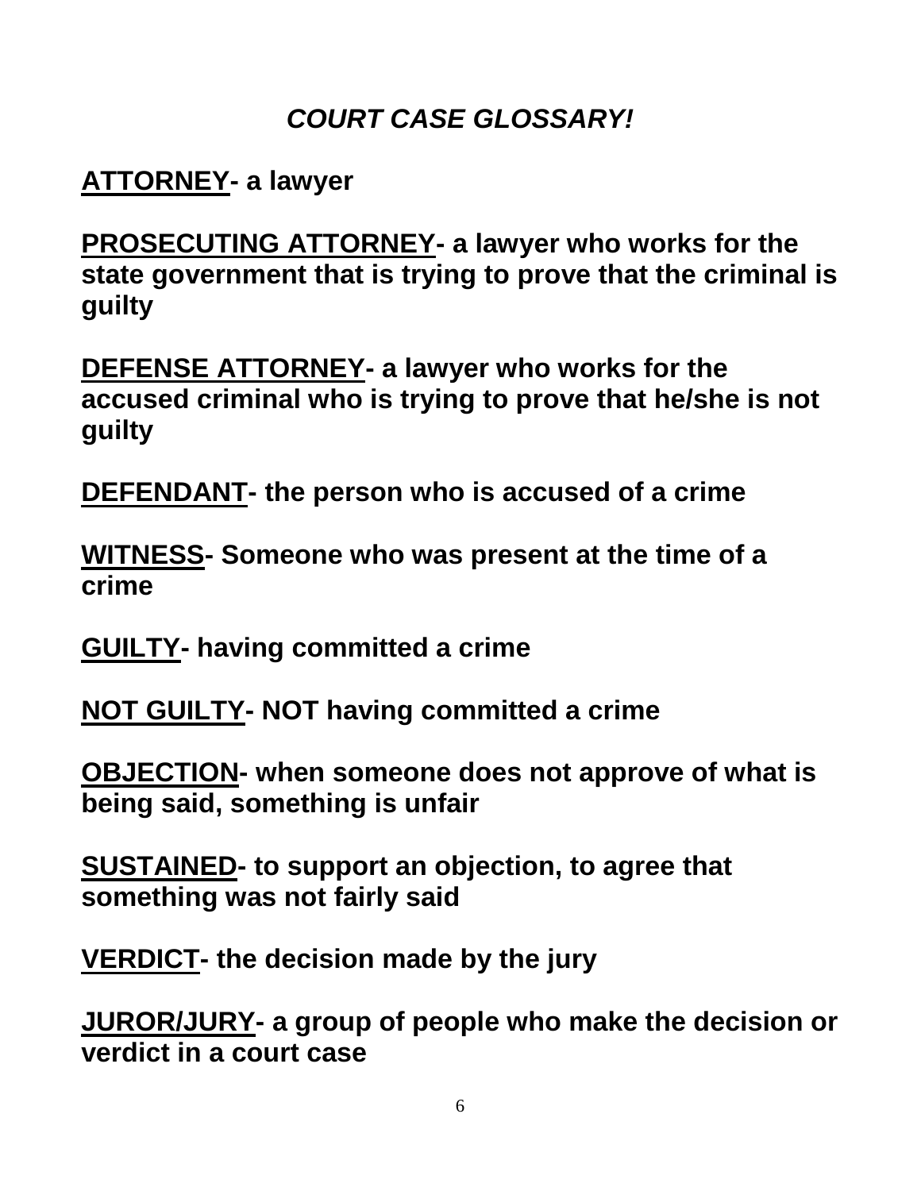# ***COURT CASE GLOSSARY!***

**ATTORNEY- a lawyer**

**PROSECUTING ATTORNEY- a lawyer who works for the state government that is trying to prove that the criminal is guilty**

**DEFENSE ATTORNEY- a lawyer who works for the accused criminal who is trying to prove that he/she is not guilty**

**DEFENDANT- the person who is accused of a crime**

**WITNESS- Someone who was present at the time of a crime**

**GUILTY- having committed a crime**

**NOT GUILTY- NOT having committed a crime**

**OBJECTION- when someone does not approve of what is being said, something is unfair**

**SUSTAINED- to support an objection, to agree that something was not fairly said**

**VERDICT- the decision made by the jury**

**JUROR/JURY- a group of people who make the decision or verdict in a court case**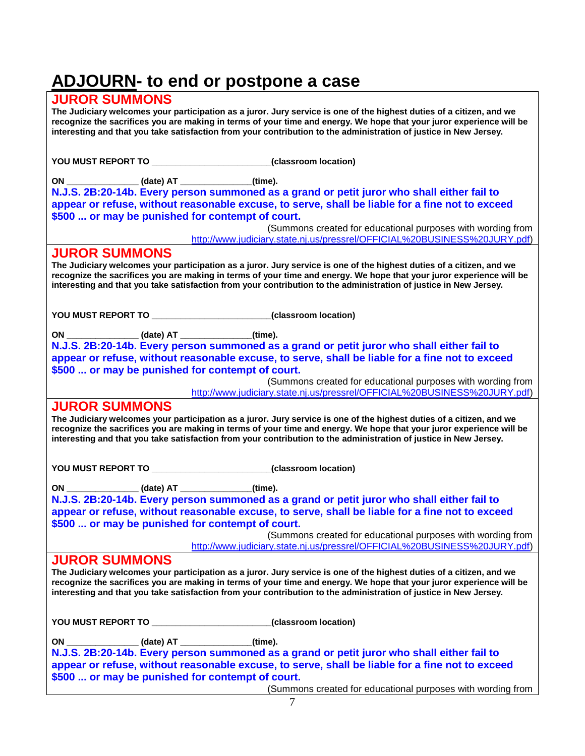# **ADJOURN**- to end or postpone a case

## JUROR SUMMONS

**The Judiciary welcomes your participation as a juror. Jury service is one of the highest duties of a citizen, and we recognize the sacrifices you are making in terms of your time and energy. We hope that your juror experience will be interesting and that you take satisfaction from your contribution to the administration of justice in New Jersey.**

**YOU MUST REPORT TO ________________________(classroom location)**

**ON _______________ (date) AT _______________(time).**

**N.J.S. 2B:20-14b. Every person summoned as a grand or petit juror who shall either fail to appear or refuse, without reasonable excuse, to serve, shall be liable for a fine not to exceed $500 ... or may be punished for contempt of court.**

(Summons created for educational purposes with wording from http://www.judiciary.state.nj.us/pressrel/OFFICIAL%20BUSINESS%20JURY.pdf)

## JUROR SUMMONS

**The Judiciary welcomes your participation as a juror. Jury service is one of the highest duties of a citizen, and we recognize the sacrifices you are making in terms of your time and energy. We hope that your juror experience will be interesting and that you take satisfaction from your contribution to the administration of justice in New Jersey.**

**YOU MUST REPORT TO ________________________(classroom location)**

**ON _______________ (date) AT _______________(time).**

**N.J.S. 2B:20-14b. Every person summoned as a grand or petit juror who shall either fail to appear or refuse, without reasonable excuse, to serve, shall be liable for a fine not to exceed $500 ... or may be punished for contempt of court.**

(Summons created for educational purposes with wording from http://www.judiciary.state.nj.us/pressrel/OFFICIAL%20BUSINESS%20JURY.pdf)

## JUROR SUMMONS

**The Judiciary welcomes your participation as a juror. Jury service is one of the highest duties of a citizen, and we recognize the sacrifices you are making in terms of your time and energy. We hope that your juror experience will be interesting and that you take satisfaction from your contribution to the administration of justice in New Jersey.**

**YOU MUST REPORT TO ________________________(classroom location)**

**ON _______________ (date) AT _______________(time).**

**N.J.S. 2B:20-14b. Every person summoned as a grand or petit juror who shall either fail to appear or refuse, without reasonable excuse, to serve, shall be liable for a fine not to exceed $500 ... or may be punished for contempt of court.**

(Summons created for educational purposes with wording from http://www.judiciary.state.nj.us/pressrel/OFFICIAL%20BUSINESS%20JURY.pdf)

## JUROR SUMMONS

**The Judiciary welcomes your participation as a juror. Jury service is one of the highest duties of a citizen, and we recognize the sacrifices you are making in terms of your time and energy. We hope that your juror experience will be interesting and that you take satisfaction from your contribution to the administration of justice in New Jersey.**

**YOU MUST REPORT TO ________________________(classroom location)**

**ON _______________ (date) AT _______________(time).**

**N.J.S. 2B:20-14b. Every person summoned as a grand or petit juror who shall either fail to appear or refuse, without reasonable excuse, to serve, shall be liable for a fine not to exceed $500 ... or may be punished for contempt of court.**

(Summons created for educational purposes with wording from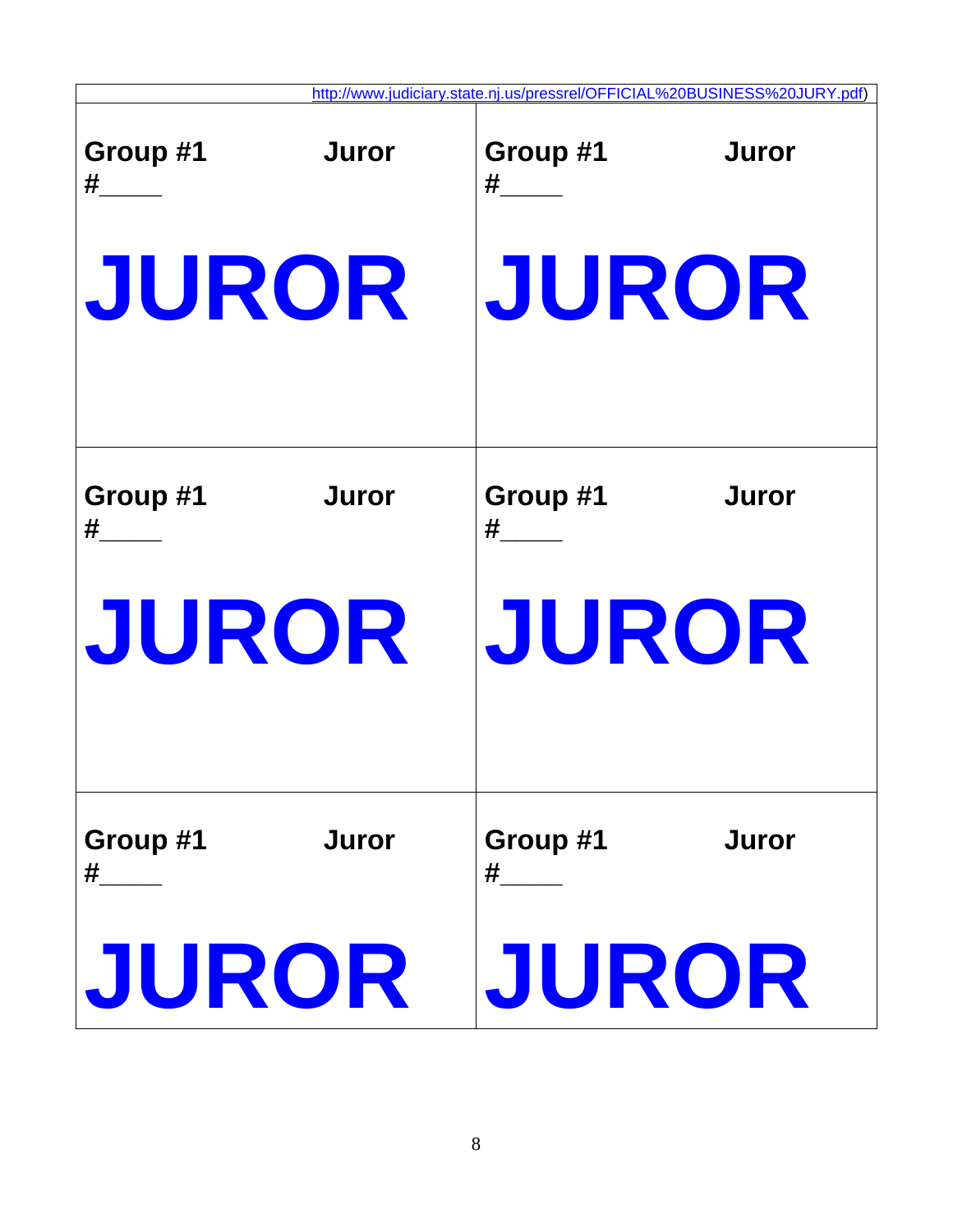http://www.judiciary.state.nj.us/pressrel/OFFICIAL%20BUSINESS%20JURY.pdf)

| | |
|---|---|
| **Group #1 Juror #_____**<br><br>**JUROR** | **Group #1 Juror #_____**<br><br>**JUROR** |
| **Group #1 Juror #_____**<br><br>**JUROR** | **Group #1 Juror #_____**<br><br>**JUROR** |
| **Group #1 Juror #_____**<br><br>**JUROR** | **Group #1 Juror #_____**<br><br>**JUROR** |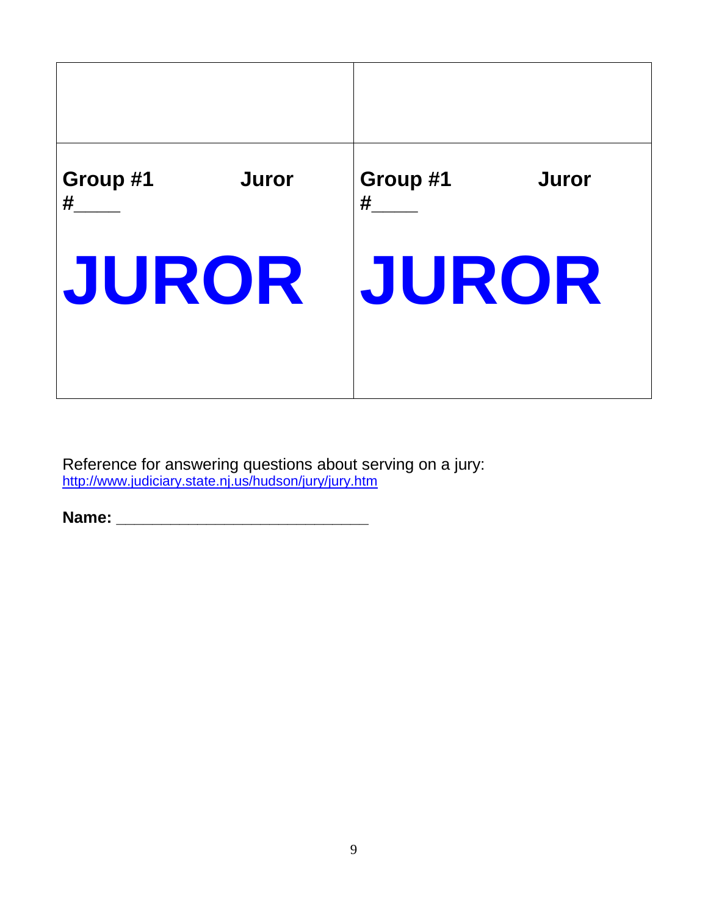| | |
|---|---|
| | |
| **Group #1 Juror #____**<br><br>**JUROR** | **Group #1 Juror #____**<br><br>**JUROR** |

Reference for answering questions about serving on a jury:
http://www.judiciary.state.nj.us/hudson/jury/jury.htm

**Name: ___________________________**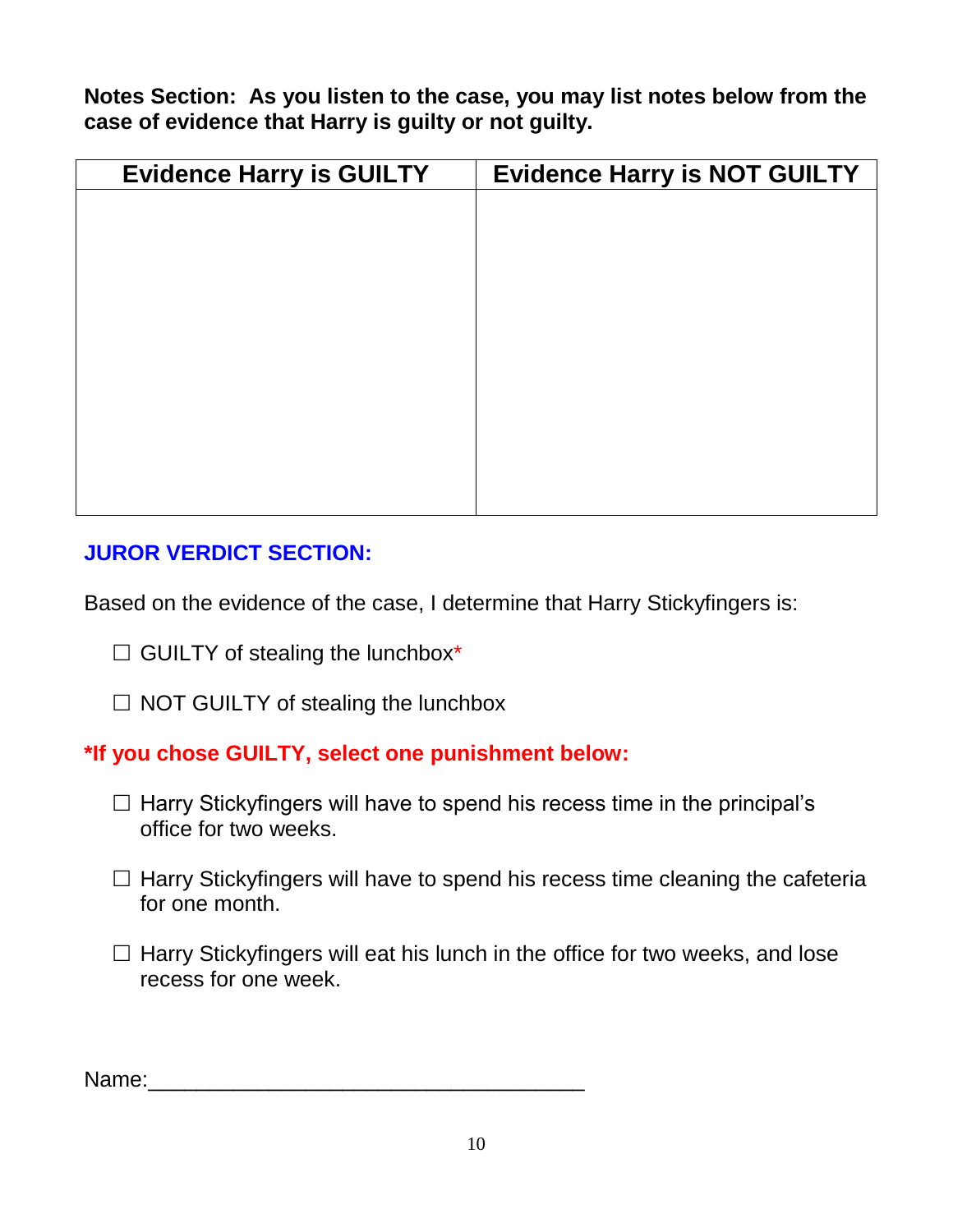**Notes Section: As you listen to the case, you may list notes below from the case of evidence that Harry is guilty or not guilty.**

| Evidence Harry is GUILTY | Evidence Harry is NOT GUILTY |
|---|---|
| | |

## JUROR VERDICT SECTION:

Based on the evidence of the case, I determine that Harry Stickyfingers is:

☐ GUILTY of stealing the lunchbox*

☐ NOT GUILTY of stealing the lunchbox

**\*If you chose GUILTY, select one punishment below:**

☐ Harry Stickyfingers will have to spend his recess time in the principal's office for two weeks.

☐ Harry Stickyfingers will have to spend his recess time cleaning the cafeteria for one month.

☐ Harry Stickyfingers will eat his lunch in the office for two weeks, and lose recess for one week.

Name:___________________________________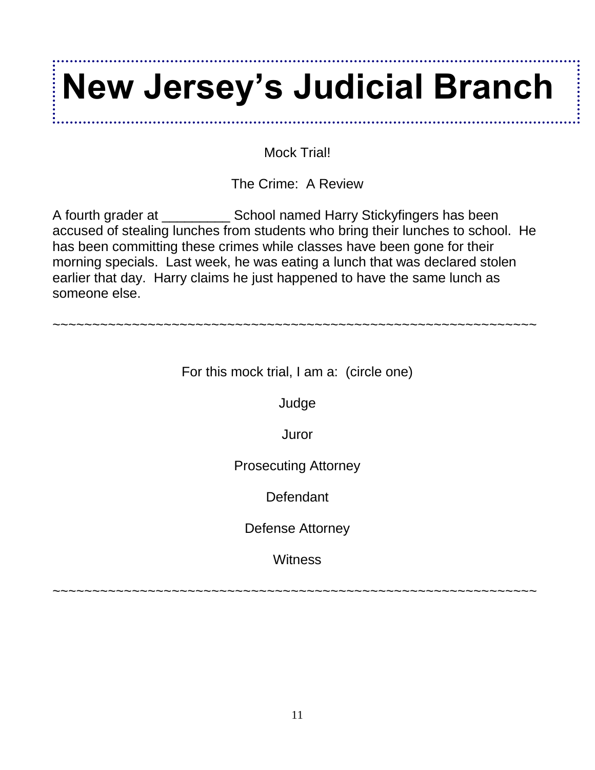# New Jersey's Judicial Branch

Mock Trial!

The Crime: A Review

A fourth grader at _________ School named Harry Stickyfingers has been accused of stealing lunches from students who bring their lunches to school. He has been committing these crimes while classes have been gone for their morning specials. Last week, he was eating a lunch that was declared stolen earlier that day. Harry claims he just happened to have the same lunch as someone else.

~~~~~~~~~~~~~~~~~~~~~~~~~~~~~~~~~~~~~~~~~~~~~~~~~~~~~~~~~~~~~

For this mock trial, I am a: (circle one)

Judge

Juror

Prosecuting Attorney

Defendant

Defense Attorney

Witness

~~~~~~~~~~~~~~~~~~~~~~~~~~~~~~~~~~~~~~~~~~~~~~~~~~~~~~~~~~~~~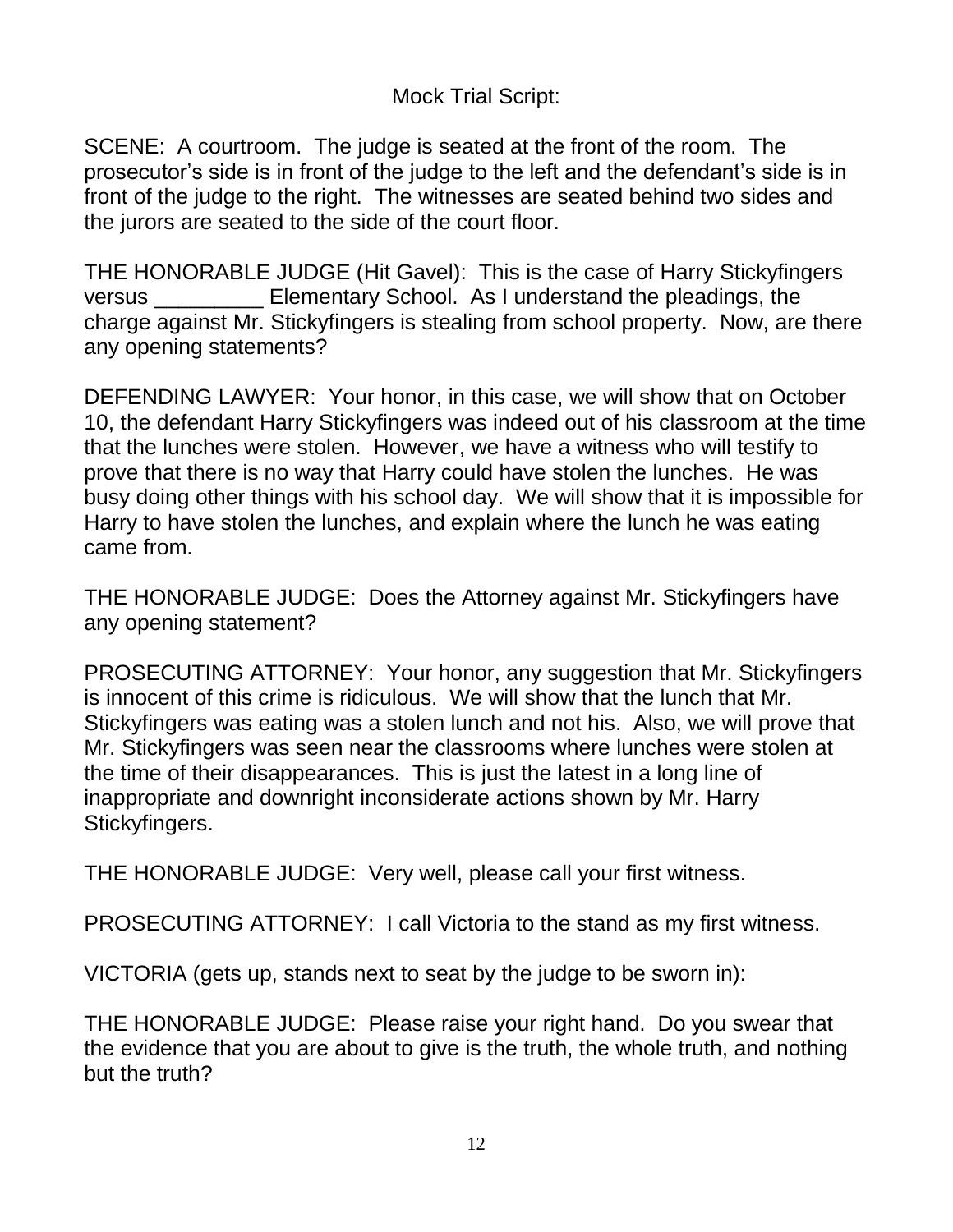Mock Trial Script:

SCENE: A courtroom. The judge is seated at the front of the room. The prosecutor's side is in front of the judge to the left and the defendant's side is in front of the judge to the right. The witnesses are seated behind two sides and the jurors are seated to the side of the court floor.

THE HONORABLE JUDGE (Hit Gavel): This is the case of Harry Stickyfingers versus _________ Elementary School. As I understand the pleadings, the charge against Mr. Stickyfingers is stealing from school property. Now, are there any opening statements?

DEFENDING LAWYER: Your honor, in this case, we will show that on October 10, the defendant Harry Stickyfingers was indeed out of his classroom at the time that the lunches were stolen. However, we have a witness who will testify to prove that there is no way that Harry could have stolen the lunches. He was busy doing other things with his school day. We will show that it is impossible for Harry to have stolen the lunches, and explain where the lunch he was eating came from.

THE HONORABLE JUDGE: Does the Attorney against Mr. Stickyfingers have any opening statement?

PROSECUTING ATTORNEY: Your honor, any suggestion that Mr. Stickyfingers is innocent of this crime is ridiculous. We will show that the lunch that Mr. Stickyfingers was eating was a stolen lunch and not his. Also, we will prove that Mr. Stickyfingers was seen near the classrooms where lunches were stolen at the time of their disappearances. This is just the latest in a long line of inappropriate and downright inconsiderate actions shown by Mr. Harry Stickyfingers.

THE HONORABLE JUDGE: Very well, please call your first witness.

PROSECUTING ATTORNEY: I call Victoria to the stand as my first witness.

VICTORIA (gets up, stands next to seat by the judge to be sworn in):

THE HONORABLE JUDGE: Please raise your right hand. Do you swear that the evidence that you are about to give is the truth, the whole truth, and nothing but the truth?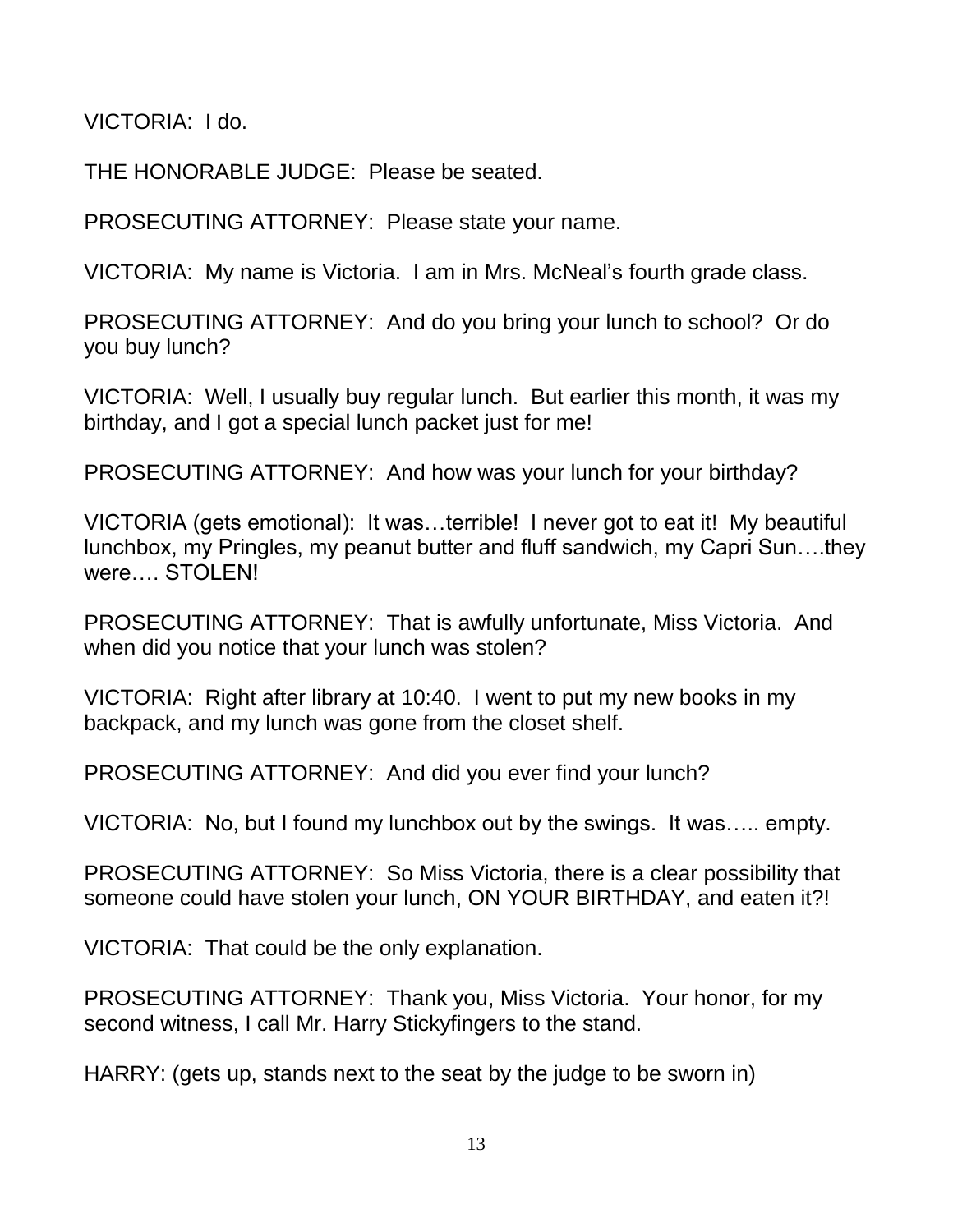VICTORIA: I do.

THE HONORABLE JUDGE: Please be seated.

PROSECUTING ATTORNEY: Please state your name.

VICTORIA: My name is Victoria. I am in Mrs. McNeal's fourth grade class.

PROSECUTING ATTORNEY: And do you bring your lunch to school? Or do you buy lunch?

VICTORIA: Well, I usually buy regular lunch. But earlier this month, it was my birthday, and I got a special lunch packet just for me!

PROSECUTING ATTORNEY: And how was your lunch for your birthday?

VICTORIA (gets emotional): It was…terrible! I never got to eat it! My beautiful lunchbox, my Pringles, my peanut butter and fluff sandwich, my Capri Sun….they were…. STOLEN!

PROSECUTING ATTORNEY: That is awfully unfortunate, Miss Victoria. And when did you notice that your lunch was stolen?

VICTORIA: Right after library at 10:40. I went to put my new books in my backpack, and my lunch was gone from the closet shelf.

PROSECUTING ATTORNEY: And did you ever find your lunch?

VICTORIA: No, but I found my lunchbox out by the swings. It was….. empty.

PROSECUTING ATTORNEY: So Miss Victoria, there is a clear possibility that someone could have stolen your lunch, ON YOUR BIRTHDAY, and eaten it?!

VICTORIA: That could be the only explanation.

PROSECUTING ATTORNEY: Thank you, Miss Victoria. Your honor, for my second witness, I call Mr. Harry Stickyfingers to the stand.

HARRY: (gets up, stands next to the seat by the judge to be sworn in)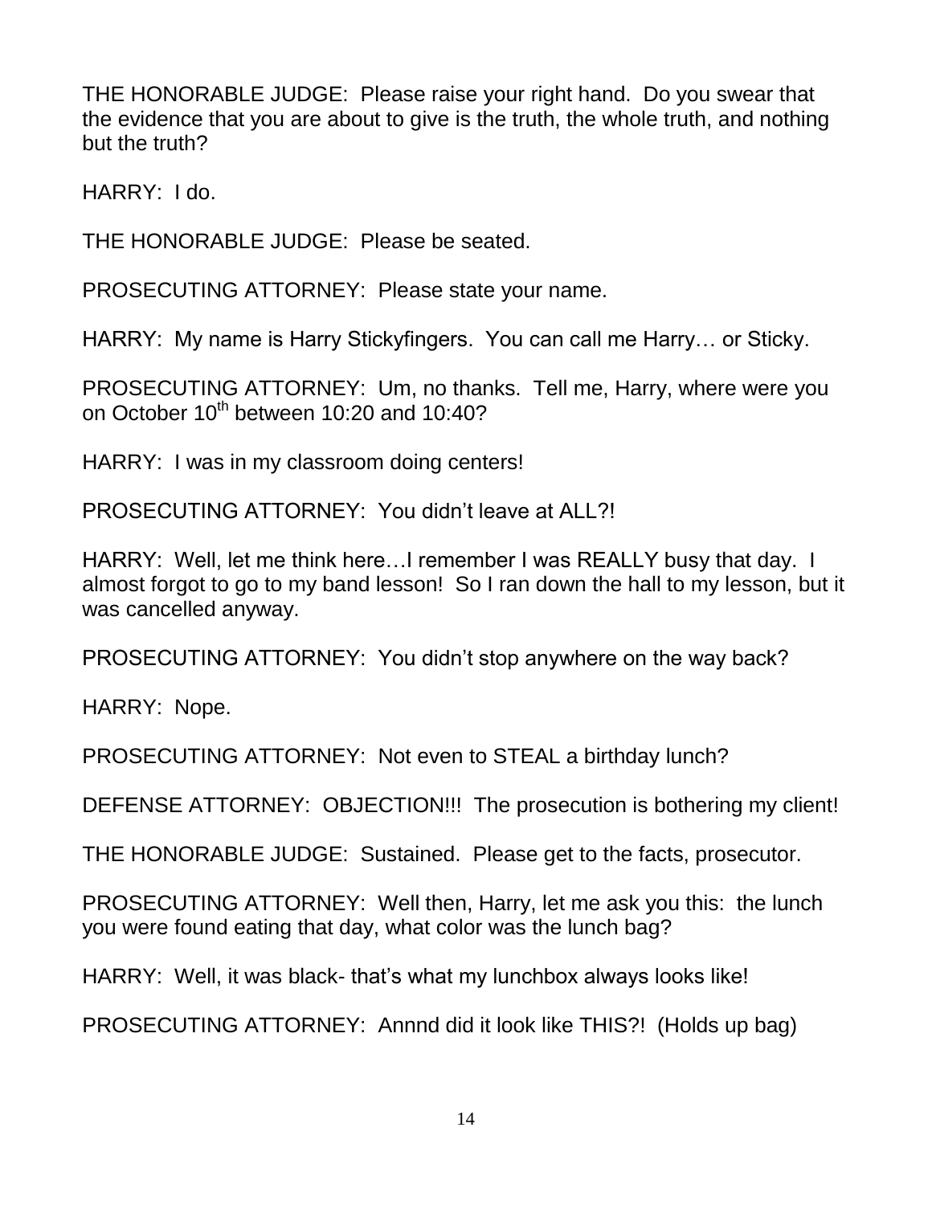THE HONORABLE JUDGE: Please raise your right hand. Do you swear that the evidence that you are about to give is the truth, the whole truth, and nothing but the truth?

HARRY: I do.

THE HONORABLE JUDGE: Please be seated.

PROSECUTING ATTORNEY: Please state your name.

HARRY: My name is Harry Stickyfingers. You can call me Harry… or Sticky.

PROSECUTING ATTORNEY: Um, no thanks. Tell me, Harry, where were you on October 10th between 10:20 and 10:40?

HARRY: I was in my classroom doing centers!

PROSECUTING ATTORNEY: You didn't leave at ALL?!

HARRY: Well, let me think here…I remember I was REALLY busy that day. I almost forgot to go to my band lesson! So I ran down the hall to my lesson, but it was cancelled anyway.

PROSECUTING ATTORNEY: You didn't stop anywhere on the way back?

HARRY: Nope.

PROSECUTING ATTORNEY: Not even to STEAL a birthday lunch?

DEFENSE ATTORNEY: OBJECTION!!! The prosecution is bothering my client!

THE HONORABLE JUDGE: Sustained. Please get to the facts, prosecutor.

PROSECUTING ATTORNEY: Well then, Harry, let me ask you this: the lunch you were found eating that day, what color was the lunch bag?

HARRY: Well, it was black- that's what my lunchbox always looks like!

PROSECUTING ATTORNEY: Annnd did it look like THIS?! (Holds up bag)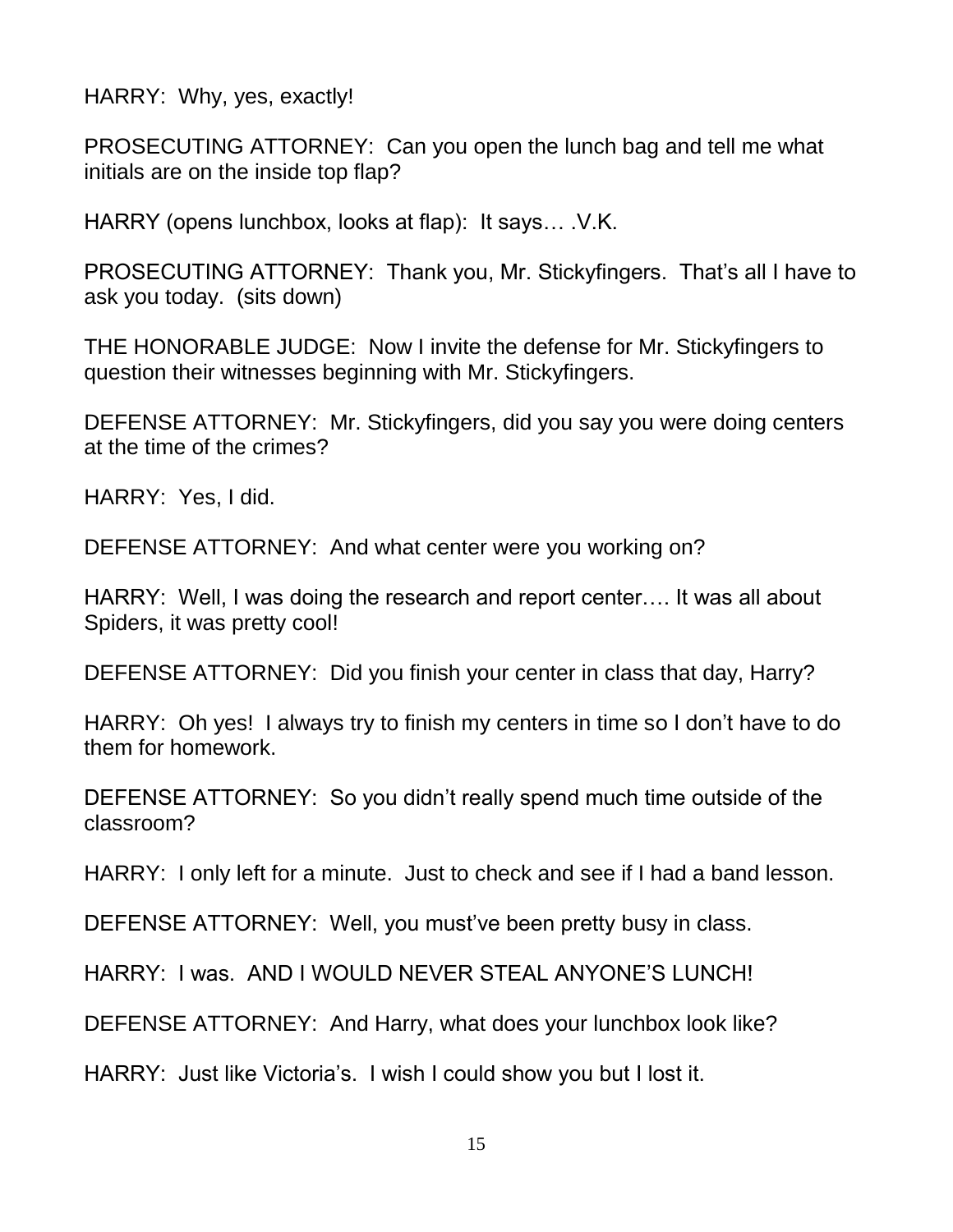HARRY: Why, yes, exactly!

PROSECUTING ATTORNEY: Can you open the lunch bag and tell me what initials are on the inside top flap?

HARRY (opens lunchbox, looks at flap): It says… .V.K.

PROSECUTING ATTORNEY: Thank you, Mr. Stickyfingers. That's all I have to ask you today. (sits down)

THE HONORABLE JUDGE: Now I invite the defense for Mr. Stickyfingers to question their witnesses beginning with Mr. Stickyfingers.

DEFENSE ATTORNEY: Mr. Stickyfingers, did you say you were doing centers at the time of the crimes?

HARRY: Yes, I did.

DEFENSE ATTORNEY: And what center were you working on?

HARRY: Well, I was doing the research and report center…. It was all about Spiders, it was pretty cool!

DEFENSE ATTORNEY: Did you finish your center in class that day, Harry?

HARRY: Oh yes! I always try to finish my centers in time so I don't have to do them for homework.

DEFENSE ATTORNEY: So you didn't really spend much time outside of the classroom?

HARRY: I only left for a minute. Just to check and see if I had a band lesson.

DEFENSE ATTORNEY: Well, you must've been pretty busy in class.

HARRY: I was. AND I WOULD NEVER STEAL ANYONE'S LUNCH!

DEFENSE ATTORNEY: And Harry, what does your lunchbox look like?

HARRY: Just like Victoria's. I wish I could show you but I lost it.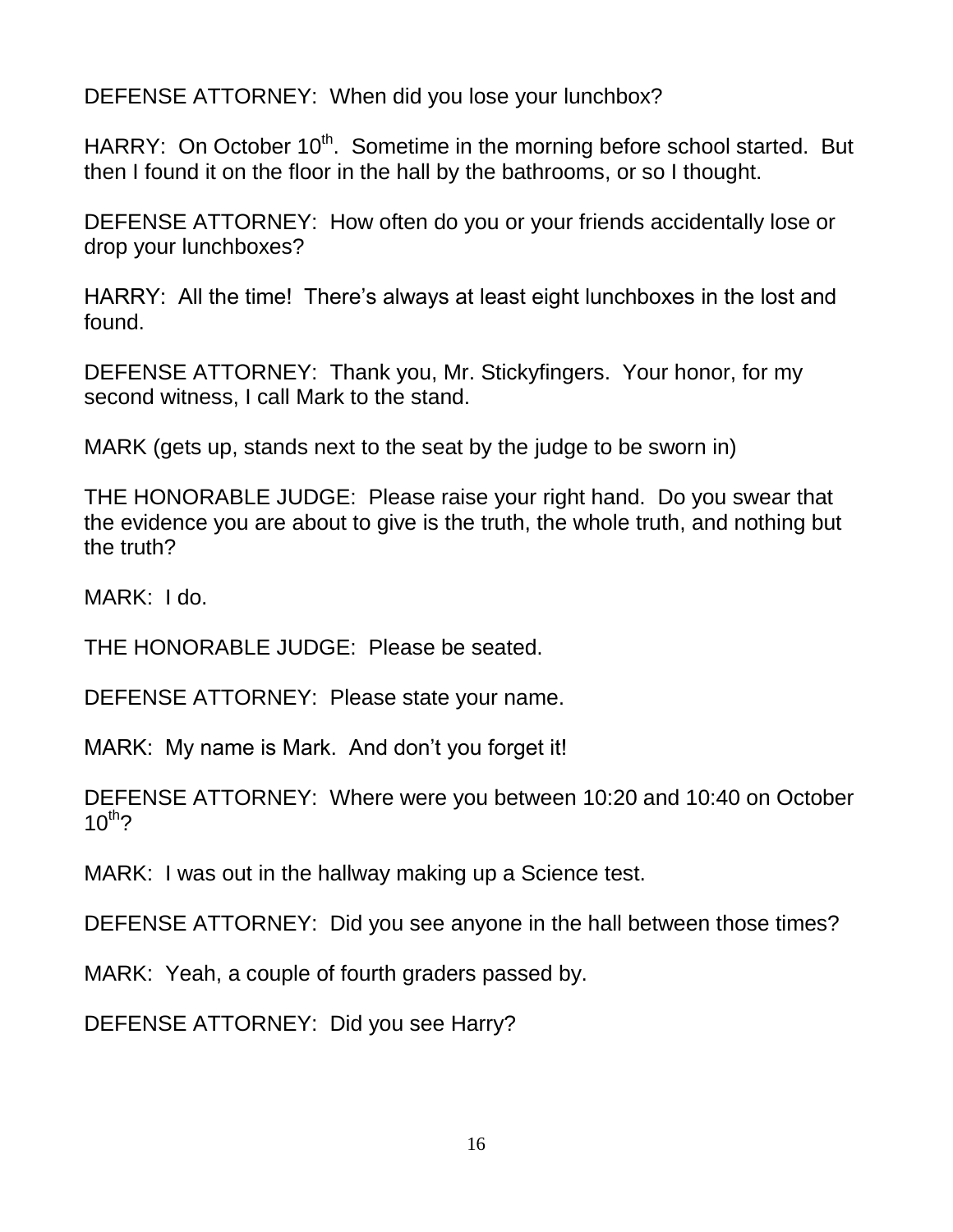DEFENSE ATTORNEY: When did you lose your lunchbox?

HARRY: On October 10th. Sometime in the morning before school started. But then I found it on the floor in the hall by the bathrooms, or so I thought.

DEFENSE ATTORNEY: How often do you or your friends accidentally lose or drop your lunchboxes?

HARRY: All the time! There's always at least eight lunchboxes in the lost and found.

DEFENSE ATTORNEY: Thank you, Mr. Stickyfingers. Your honor, for my second witness, I call Mark to the stand.

MARK (gets up, stands next to the seat by the judge to be sworn in)

THE HONORABLE JUDGE: Please raise your right hand. Do you swear that the evidence you are about to give is the truth, the whole truth, and nothing but the truth?

MARK: I do.

THE HONORABLE JUDGE: Please be seated.

DEFENSE ATTORNEY: Please state your name.

MARK: My name is Mark. And don't you forget it!

DEFENSE ATTORNEY: Where were you between 10:20 and 10:40 on October 10th?

MARK: I was out in the hallway making up a Science test.

DEFENSE ATTORNEY: Did you see anyone in the hall between those times?

MARK: Yeah, a couple of fourth graders passed by.

DEFENSE ATTORNEY: Did you see Harry?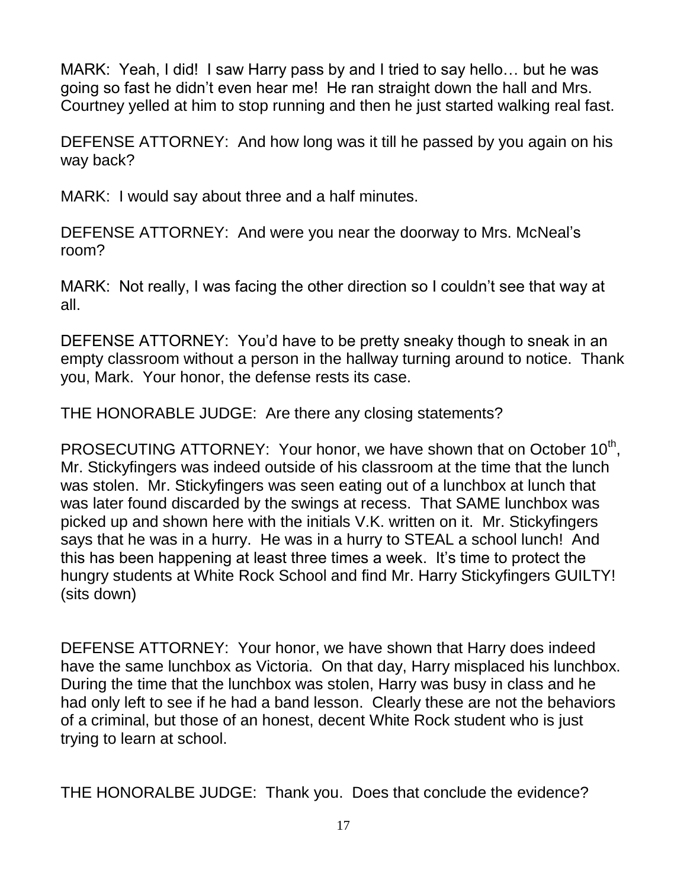MARK: Yeah, I did! I saw Harry pass by and I tried to say hello… but he was going so fast he didn't even hear me! He ran straight down the hall and Mrs. Courtney yelled at him to stop running and then he just started walking real fast.

DEFENSE ATTORNEY: And how long was it till he passed by you again on his way back?

MARK: I would say about three and a half minutes.

DEFENSE ATTORNEY: And were you near the doorway to Mrs. McNeal's room?

MARK: Not really, I was facing the other direction so I couldn't see that way at all.

DEFENSE ATTORNEY: You'd have to be pretty sneaky though to sneak in an empty classroom without a person in the hallway turning around to notice. Thank you, Mark. Your honor, the defense rests its case.

THE HONORABLE JUDGE: Are there any closing statements?

PROSECUTING ATTORNEY: Your honor, we have shown that on October 10th, Mr. Stickyfingers was indeed outside of his classroom at the time that the lunch was stolen. Mr. Stickyfingers was seen eating out of a lunchbox at lunch that was later found discarded by the swings at recess. That SAME lunchbox was picked up and shown here with the initials V.K. written on it. Mr. Stickyfingers says that he was in a hurry. He was in a hurry to STEAL a school lunch! And this has been happening at least three times a week. It's time to protect the hungry students at White Rock School and find Mr. Harry Stickyfingers GUILTY! (sits down)

DEFENSE ATTORNEY: Your honor, we have shown that Harry does indeed have the same lunchbox as Victoria. On that day, Harry misplaced his lunchbox. During the time that the lunchbox was stolen, Harry was busy in class and he had only left to see if he had a band lesson. Clearly these are not the behaviors of a criminal, but those of an honest, decent White Rock student who is just trying to learn at school.

THE HONORALBE JUDGE: Thank you. Does that conclude the evidence?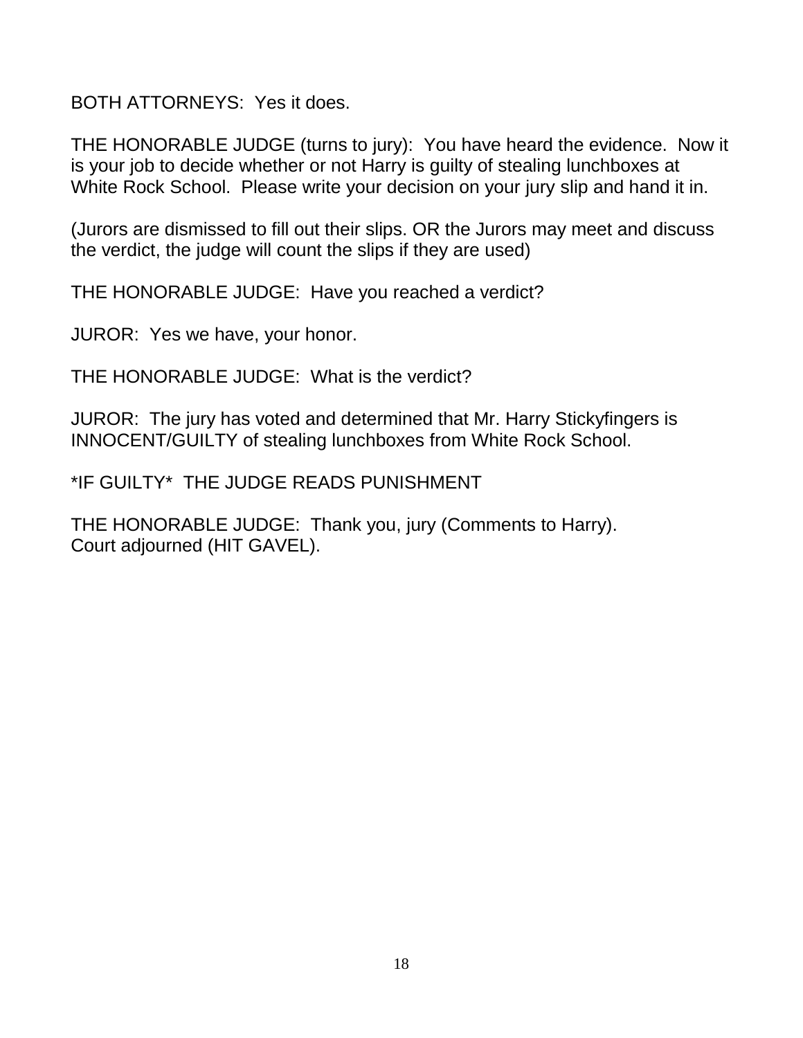BOTH ATTORNEYS: Yes it does.

THE HONORABLE JUDGE (turns to jury): You have heard the evidence. Now it is your job to decide whether or not Harry is guilty of stealing lunchboxes at White Rock School. Please write your decision on your jury slip and hand it in.

(Jurors are dismissed to fill out their slips. OR the Jurors may meet and discuss the verdict, the judge will count the slips if they are used)

THE HONORABLE JUDGE: Have you reached a verdict?

JUROR: Yes we have, your honor.

THE HONORABLE JUDGE: What is the verdict?

JUROR: The jury has voted and determined that Mr. Harry Stickyfingers is INNOCENT/GUILTY of stealing lunchboxes from White Rock School.

*IF GUILTY* THE JUDGE READS PUNISHMENT

THE HONORABLE JUDGE: Thank you, jury (Comments to Harry).
Court adjourned (HIT GAVEL).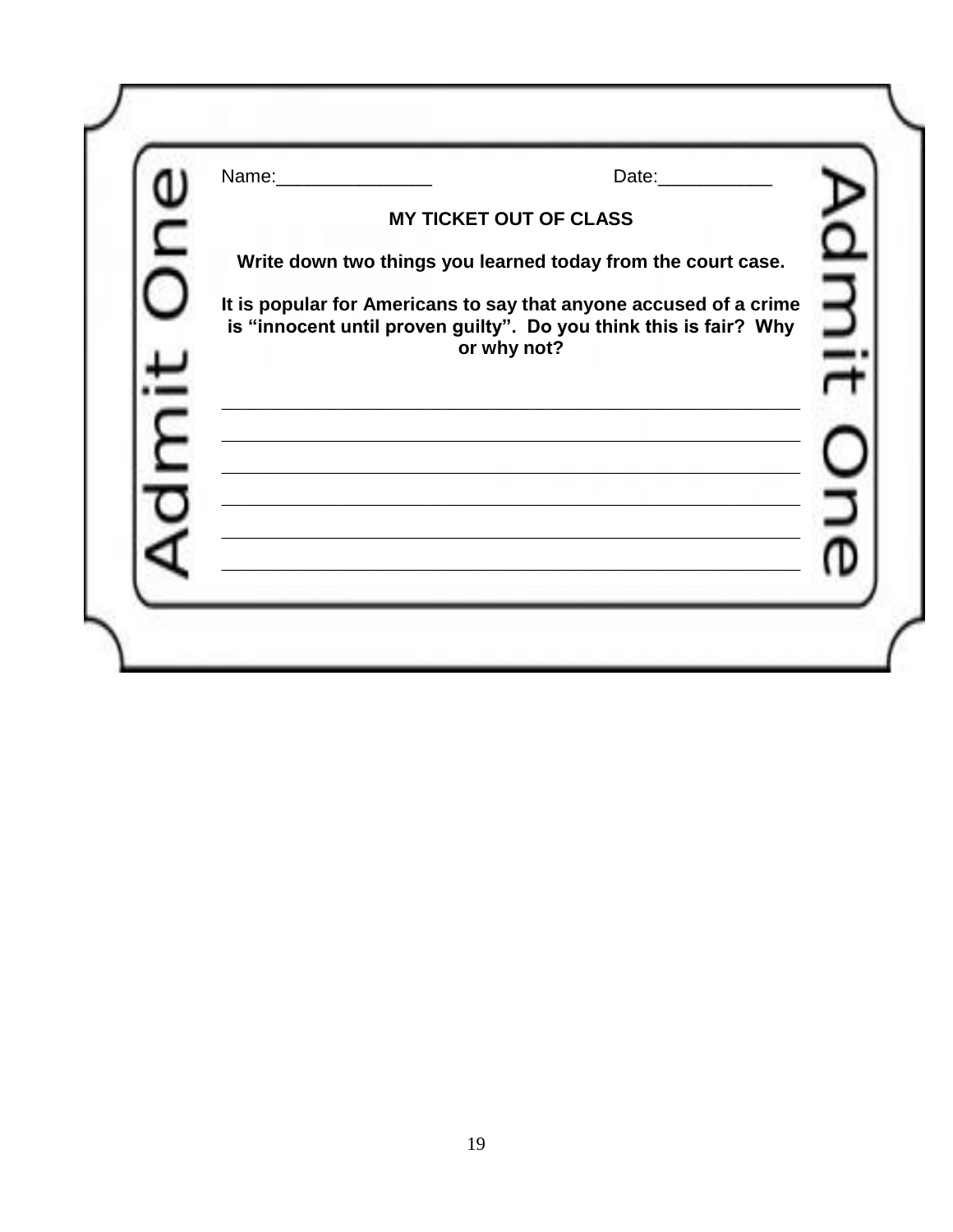Admit One

Name:_______________ Date:___________

**MY TICKET OUT OF CLASS**

**Write down two things you learned today from the court case.**

**It is popular for Americans to say that anyone accused of a crime is "innocent until proven guilty". Do you think this is fair? Why or why not?**

_______________________________________________

_______________________________________________

_______________________________________________

_______________________________________________

_______________________________________________

_______________________________________________

Admit One